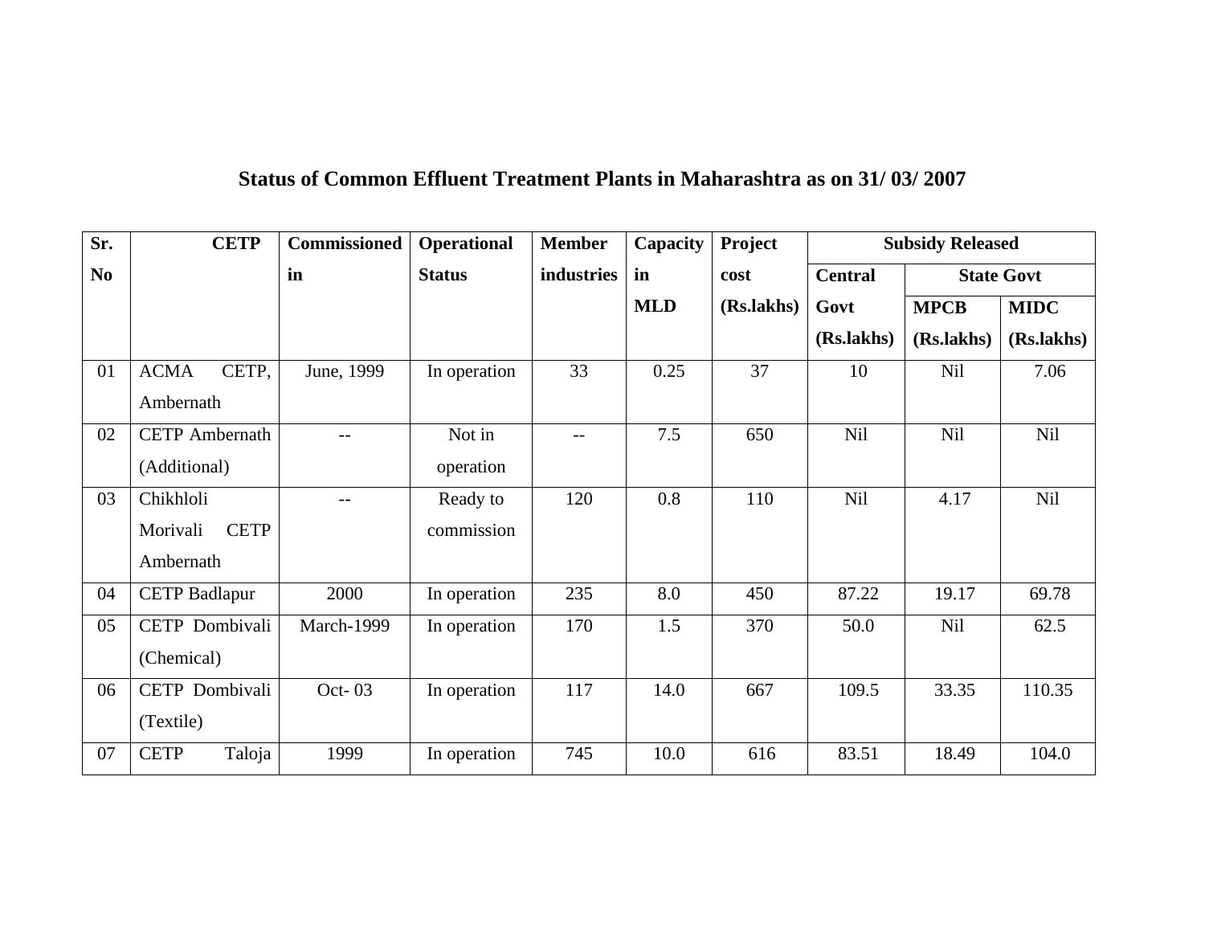# Status of Common Effluent Treatment Plants in Maharashtra as on 31/ 03/ 2007

| Sr. No | CETP | Commissioned in | Operational Status | Member industries | Capacity in MLD | Project cost (Rs.lakhs) | Subsidy Released | | |
|---|---|---|---|---|---|---|---|---|---|
| | | | | | | | Central Govt (Rs.lakhs) | State Govt | |
| | | | | | | | | MPCB (Rs.lakhs) | MIDC (Rs.lakhs) |
| 01 | ACMA CETP, Ambernath | June, 1999 | In operation | 33 | 0.25 | 37 | 10 | Nil | 7.06 |
| 02 | CETP Ambernath (Additional) | -- | Not in operation | -- | 7.5 | 650 | Nil | Nil | Nil |
| 03 | Chikhloli Morivali CETP Ambernath | -- | Ready to commission | 120 | 0.8 | 110 | Nil | 4.17 | Nil |
| 04 | CETP Badlapur | 2000 | In operation | 235 | 8.0 | 450 | 87.22 | 19.17 | 69.78 |
| 05 | CETP Dombivali (Chemical) | March-1999 | In operation | 170 | 1.5 | 370 | 50.0 | Nil | 62.5 |
| 06 | CETP Dombivali (Textile) | Oct- 03 | In operation | 117 | 14.0 | 667 | 109.5 | 33.35 | 110.35 |
| 07 | CETP Taloja | 1999 | In operation | 745 | 10.0 | 616 | 83.51 | 18.49 | 104.0 |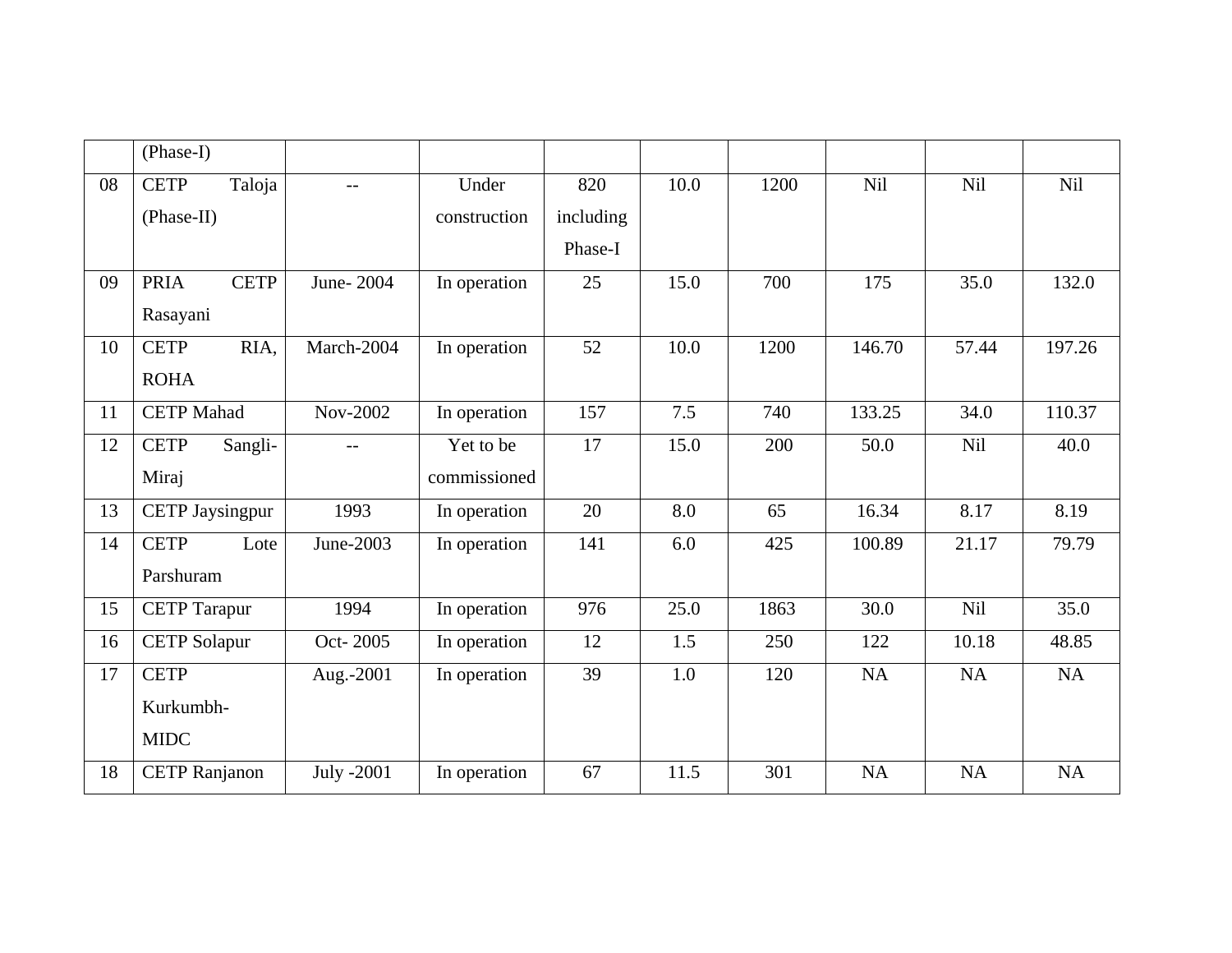| | | | | | | | | | |
|---|---|---|---|---|---|---|---|---|---|
| | (Phase-I) | | | | | | | | |
| 08 | CETP Taloja (Phase-II) | -- | Under construction | 820 including Phase-I | 10.0 | 1200 | Nil | Nil | Nil |
| 09 | PRIA CETP Rasayani | June- 2004 | In operation | 25 | 15.0 | 700 | 175 | 35.0 | 132.0 |
| 10 | CETP RIA, ROHA | March-2004 | In operation | 52 | 10.0 | 1200 | 146.70 | 57.44 | 197.26 |
| 11 | CETP Mahad | Nov-2002 | In operation | 157 | 7.5 | 740 | 133.25 | 34.0 | 110.37 |
| 12 | CETP Sangli-Miraj | -- | Yet to be commissioned | 17 | 15.0 | 200 | 50.0 | Nil | 40.0 |
| 13 | CETP Jaysingpur | 1993 | In operation | 20 | 8.0 | 65 | 16.34 | 8.17 | 8.19 |
| 14 | CETP Lote Parshuram | June-2003 | In operation | 141 | 6.0 | 425 | 100.89 | 21.17 | 79.79 |
| 15 | CETP Tarapur | 1994 | In operation | 976 | 25.0 | 1863 | 30.0 | Nil | 35.0 |
| 16 | CETP Solapur | Oct- 2005 | In operation | 12 | 1.5 | 250 | 122 | 10.18 | 48.85 |
| 17 | CETP Kurkumbh-MIDC | Aug.-2001 | In operation | 39 | 1.0 | 120 | NA | NA | NA |
| 18 | CETP Ranjanon | July -2001 | In operation | 67 | 11.5 | 301 | NA | NA | NA |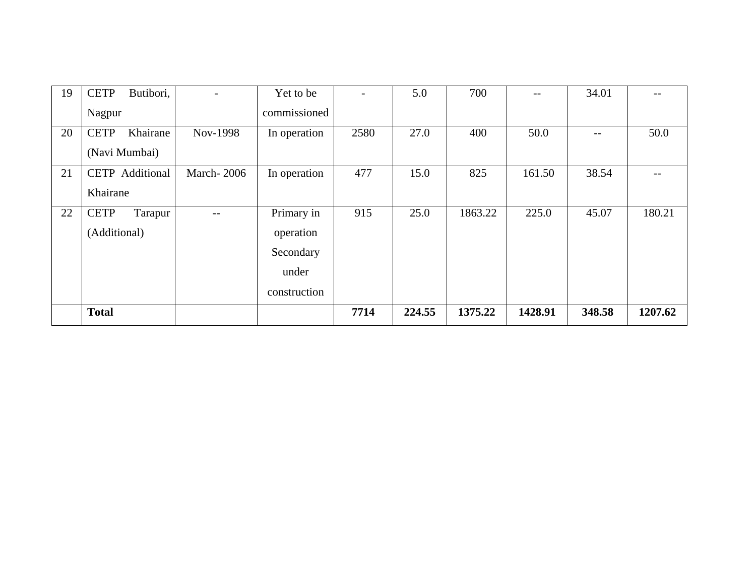| | | | | | | | | | |
|---|---|---|---|---|---|---|---|---|---|
| 19 | CETP Butibori, Nagpur | - | Yet to be commissioned | - | 5.0 | 700 | -- | 34.01 | -- |
| 20 | CETP Khairane (Navi Mumbai) | Nov-1998 | In operation | 2580 | 27.0 | 400 | 50.0 | -- | 50.0 |
| 21 | CETP Additional Khairane | March- 2006 | In operation | 477 | 15.0 | 825 | 161.50 | 38.54 | -- |
| 22 | CETP Tarapur (Additional) | -- | Primary in operation Secondary under construction | 915 | 25.0 | 1863.22 | 225.0 | 45.07 | 180.21 |
| | **Total** | | | **7714** | **224.55** | **1375.22** | **1428.91** | **348.58** | **1207.62** |